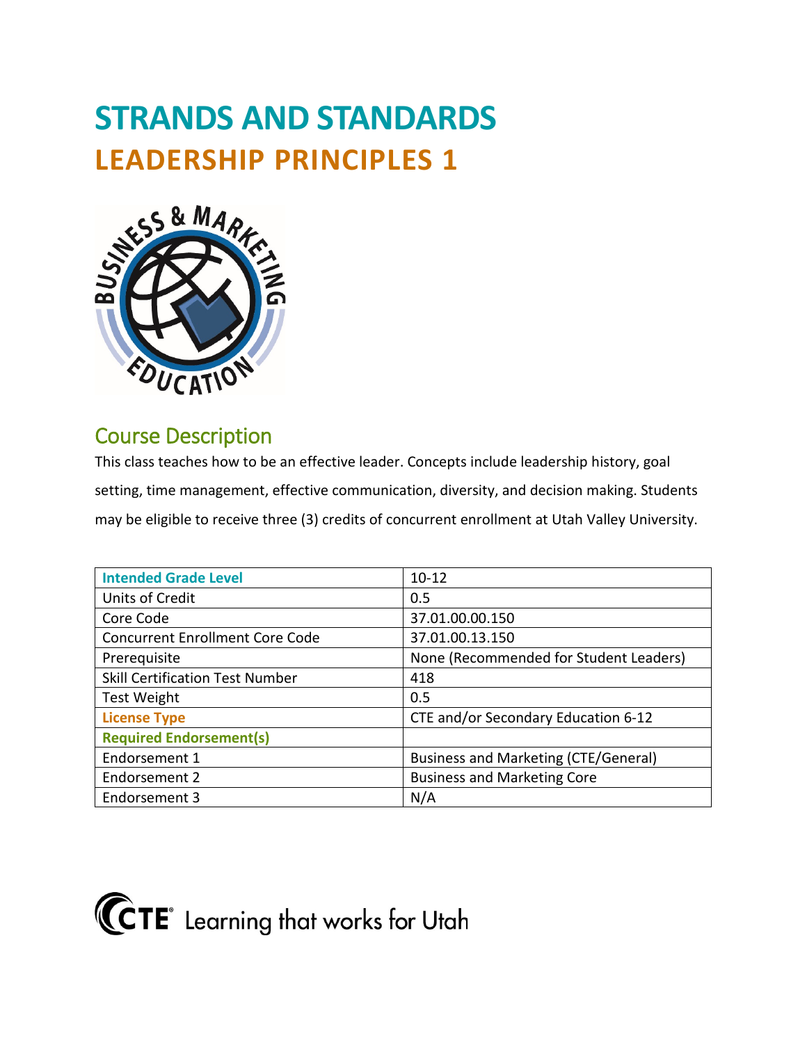# STRANDS AND STANDARDS

## LEADERSHIP PRINCIPLES 1

## Course Description

This class teaches how to be an effective leader. Concepts include leadership history, goal setting, time management, effective communication, diversity, and decision making. Students may be eligible to receive three (3) credits of concurrent enrollment at Utah Valley University.

| Intended Grade Level | 10-12 |
|---|---|
| Units of Credit | 0.5 |
| Core Code | 37.01.00.00.150 |
| Concurrent Enrollment Core Code | 37.01.00.13.150 |
| Prerequisite | None (Recommended for Student Leaders) |
| Skill Certification Test Number | 418 |
| Test Weight | 0.5 |
| License Type | CTE and/or Secondary Education 6-12 |
| Required Endorsement(s) | |
| Endorsement 1 | Business and Marketing (CTE/General) |
| Endorsement 2 | Business and Marketing Core |
| Endorsement 3 | N/A |

CTE Learning that works for Utah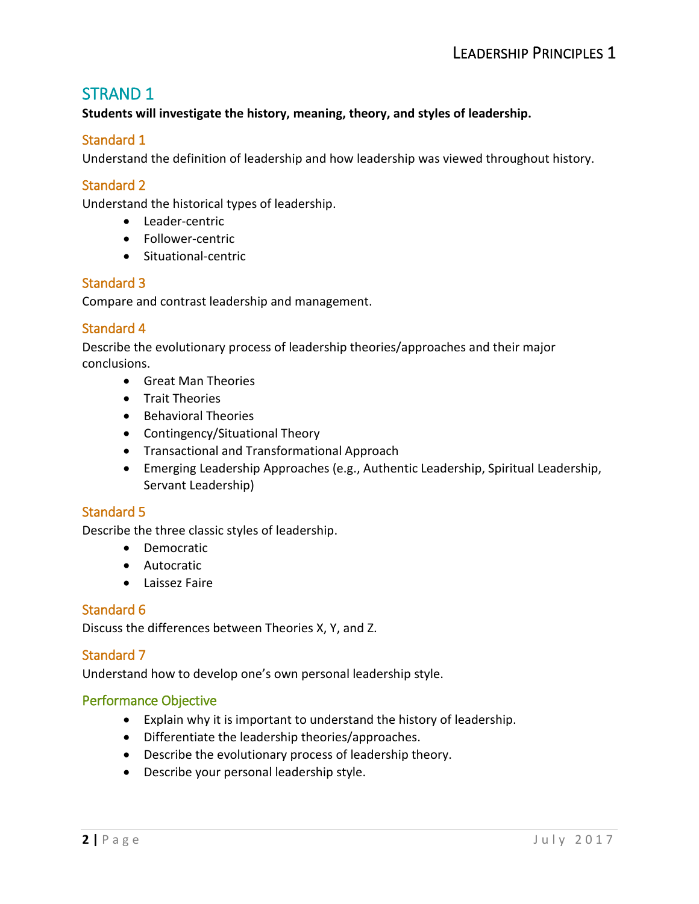## STRAND 1

**Students will investigate the history, meaning, theory, and styles of leadership.**

### Standard 1

Understand the definition of leadership and how leadership was viewed throughout history.

### Standard 2

Understand the historical types of leadership.

- Leader-centric
- Follower-centric
- Situational-centric

### Standard 3

Compare and contrast leadership and management.

### Standard 4

Describe the evolutionary process of leadership theories/approaches and their major conclusions.

- Great Man Theories
- Trait Theories
- Behavioral Theories
- Contingency/Situational Theory
- Transactional and Transformational Approach
- Emerging Leadership Approaches (e.g., Authentic Leadership, Spiritual Leadership, Servant Leadership)

### Standard 5

Describe the three classic styles of leadership.

- Democratic
- Autocratic
- Laissez Faire

### Standard 6

Discuss the differences between Theories X, Y, and Z.

### Standard 7

Understand how to develop one's own personal leadership style.

### Performance Objective

- Explain why it is important to understand the history of leadership.
- Differentiate the leadership theories/approaches.
- Describe the evolutionary process of leadership theory.
- Describe your personal leadership style.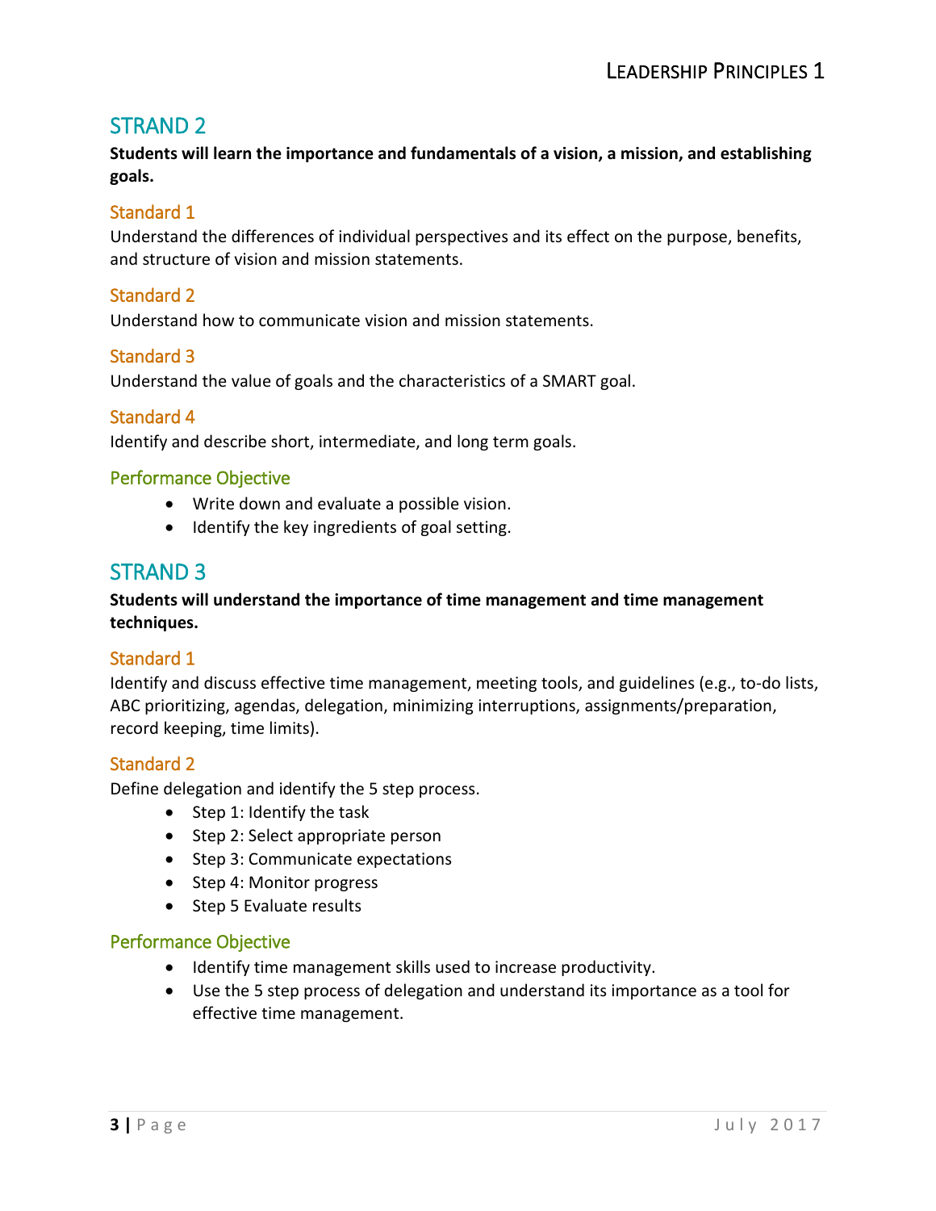## STRAND 2

**Students will learn the importance and fundamentals of a vision, a mission, and establishing goals.**

### Standard 1

Understand the differences of individual perspectives and its effect on the purpose, benefits, and structure of vision and mission statements.

### Standard 2

Understand how to communicate vision and mission statements.

### Standard 3

Understand the value of goals and the characteristics of a SMART goal.

### Standard 4

Identify and describe short, intermediate, and long term goals.

### Performance Objective

- Write down and evaluate a possible vision.
- Identify the key ingredients of goal setting.

## STRAND 3

**Students will understand the importance of time management and time management techniques.**

### Standard 1

Identify and discuss effective time management, meeting tools, and guidelines (e.g., to-do lists, ABC prioritizing, agendas, delegation, minimizing interruptions, assignments/preparation, record keeping, time limits).

### Standard 2

Define delegation and identify the 5 step process.

- Step 1: Identify the task
- Step 2: Select appropriate person
- Step 3: Communicate expectations
- Step 4: Monitor progress
- Step 5 Evaluate results

### Performance Objective

- Identify time management skills used to increase productivity.
- Use the 5 step process of delegation and understand its importance as a tool for effective time management.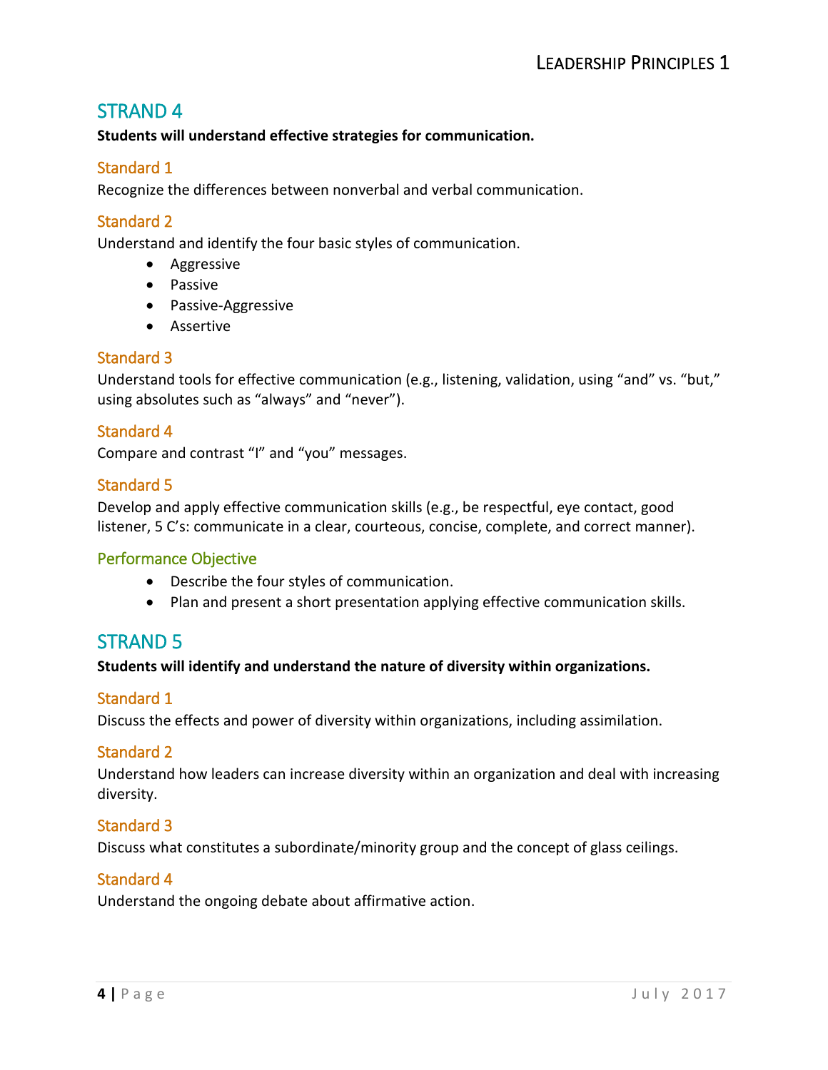## STRAND 4

**Students will understand effective strategies for communication.**

### Standard 1

Recognize the differences between nonverbal and verbal communication.

### Standard 2

Understand and identify the four basic styles of communication.

- Aggressive
- Passive
- Passive-Aggressive
- Assertive

### Standard 3

Understand tools for effective communication (e.g., listening, validation, using "and" vs. "but," using absolutes such as "always" and "never").

### Standard 4

Compare and contrast "I" and "you" messages.

### Standard 5

Develop and apply effective communication skills (e.g., be respectful, eye contact, good listener, 5 C's: communicate in a clear, courteous, concise, complete, and correct manner).

### Performance Objective

- Describe the four styles of communication.
- Plan and present a short presentation applying effective communication skills.

## STRAND 5

**Students will identify and understand the nature of diversity within organizations.**

### Standard 1

Discuss the effects and power of diversity within organizations, including assimilation.

### Standard 2

Understand how leaders can increase diversity within an organization and deal with increasing diversity.

### Standard 3

Discuss what constitutes a subordinate/minority group and the concept of glass ceilings.

### Standard 4

Understand the ongoing debate about affirmative action.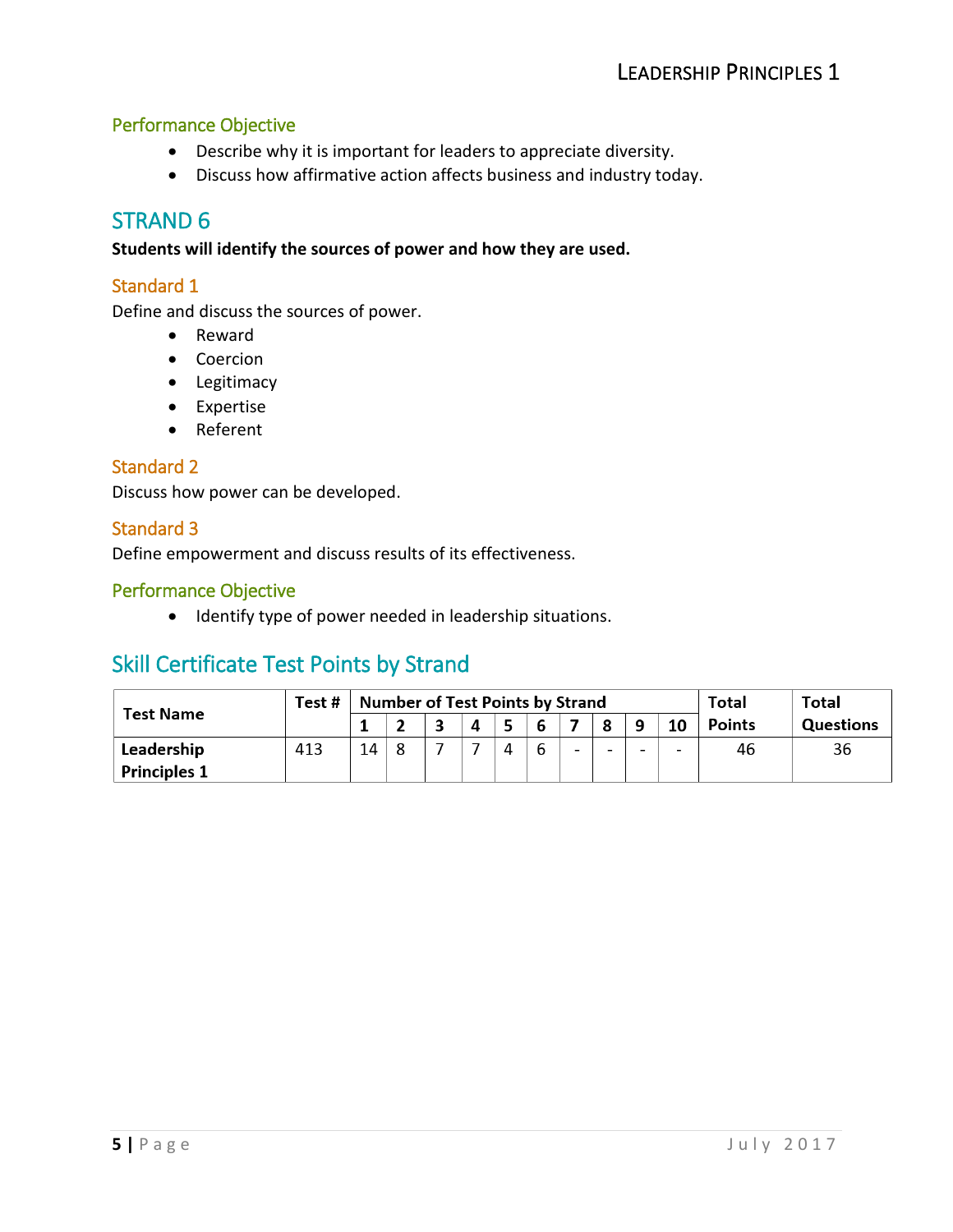### Performance Objective

- Describe why it is important for leaders to appreciate diversity.
- Discuss how affirmative action affects business and industry today.

## STRAND 6

**Students will identify the sources of power and how they are used.**

### Standard 1

Define and discuss the sources of power.

- Reward
- Coercion
- Legitimacy
- Expertise
- Referent

### Standard 2

Discuss how power can be developed.

### Standard 3

Define empowerment and discuss results of its effectiveness.

### Performance Objective

- Identify type of power needed in leadership situations.

## Skill Certificate Test Points by Strand

| Test Name | Test # | Number of Test Points by Strand | | | | | | | | | | Total Points | Total Questions |
|---|---|---|---|---|---|---|---|---|---|---|---|---|---|
| | | 1 | 2 | 3 | 4 | 5 | 6 | 7 | 8 | 9 | 10 | | |
| **Leadership Principles 1** | 413 | 14 | 8 | 7 | 7 | 4 | 6 | - | - | - | - | 46 | 36 |